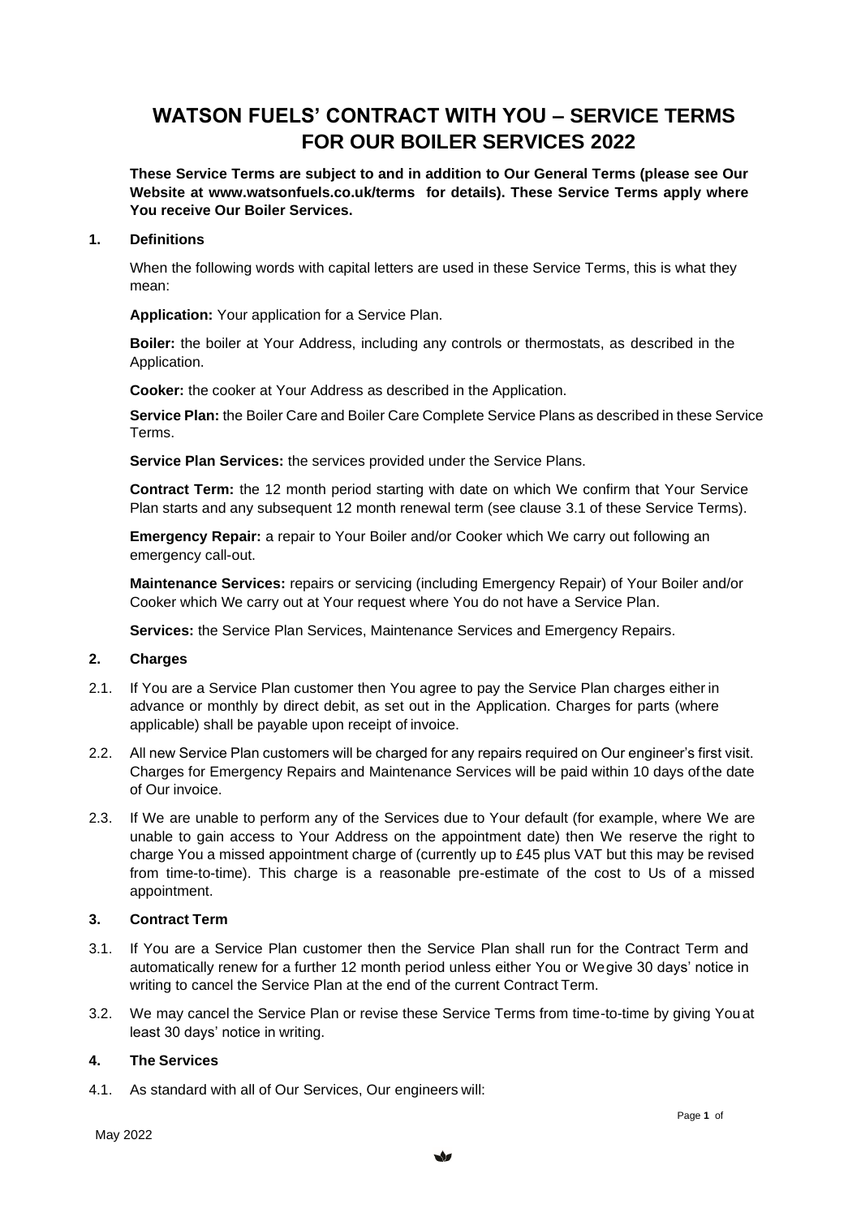# WATSON FUELS' CONTRACT WITH YOU – SERVICE TERMS FOR OUR BOILER SERVICES 2022

**These Service Terms are subject to and in addition to Our General Terms (please see Our Website at www.watsonfuels.co.uk/terms for details). These Service Terms apply where You receive Our Boiler Services.**

## 1. Definitions

When the following words with capital letters are used in these Service Terms, this is what they mean:

**Application:** Your application for a Service Plan.

**Boiler:** the boiler at Your Address, including any controls or thermostats, as described in the Application.

**Cooker:** the cooker at Your Address as described in the Application.

**Service Plan:** the Boiler Care and Boiler Care Complete Service Plans as described in these Service Terms.

**Service Plan Services:** the services provided under the Service Plans.

**Contract Term:** the 12 month period starting with date on which We confirm that Your Service Plan starts and any subsequent 12 month renewal term (see clause 3.1 of these Service Terms).

**Emergency Repair:** a repair to Your Boiler and/or Cooker which We carry out following an emergency call-out.

**Maintenance Services:** repairs or servicing (including Emergency Repair) of Your Boiler and/or Cooker which We carry out at Your request where You do not have a Service Plan.

**Services:** the Service Plan Services, Maintenance Services and Emergency Repairs.

## 2. Charges

2.1. If You are a Service Plan customer then You agree to pay the Service Plan charges either in advance or monthly by direct debit, as set out in the Application. Charges for parts (where applicable) shall be payable upon receipt of invoice.

2.2. All new Service Plan customers will be charged for any repairs required on Our engineer's first visit. Charges for Emergency Repairs and Maintenance Services will be paid within 10 days of the date of Our invoice.

2.3. If We are unable to perform any of the Services due to Your default (for example, where We are unable to gain access to Your Address on the appointment date) then We reserve the right to charge You a missed appointment charge of (currently up to £45 plus VAT but this may be revised from time-to-time). This charge is a reasonable pre-estimate of the cost to Us of a missed appointment.

## 3. Contract Term

3.1. If You are a Service Plan customer then the Service Plan shall run for the Contract Term and automatically renew for a further 12 month period unless either You or We give 30 days' notice in writing to cancel the Service Plan at the end of the current Contract Term.

3.2. We may cancel the Service Plan or revise these Service Terms from time-to-time by giving You at least 30 days' notice in writing.

## 4. The Services

4.1. As standard with all of Our Services, Our engineers will:

May 2022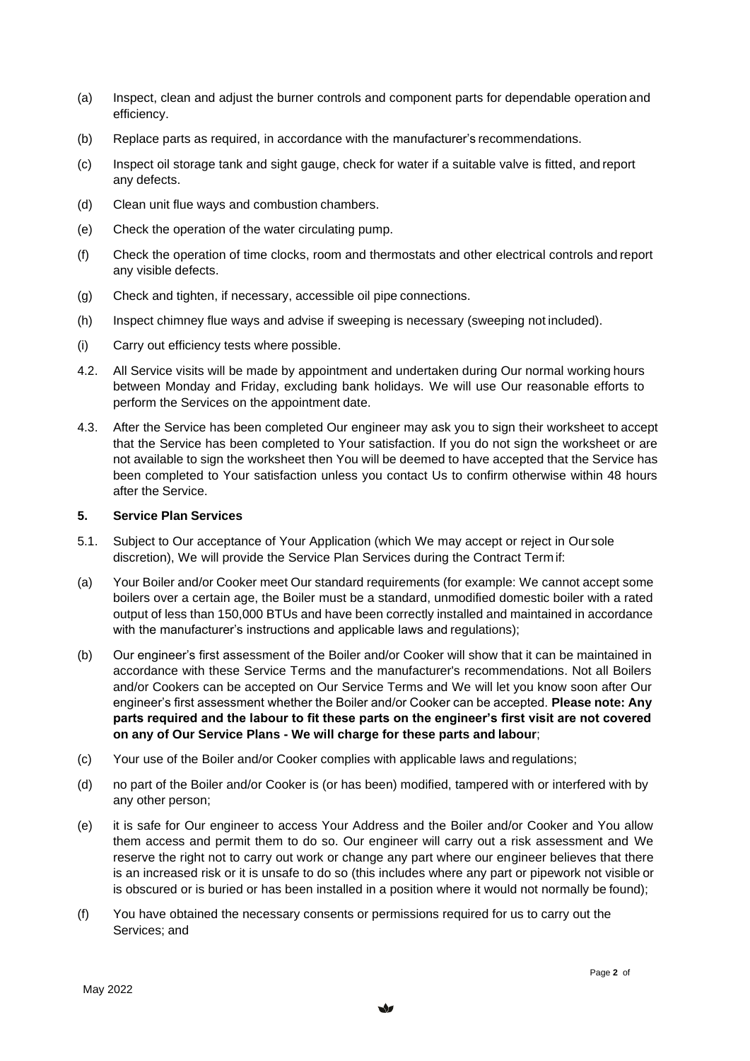(a) Inspect, clean and adjust the burner controls and component parts for dependable operation and efficiency.

(b) Replace parts as required, in accordance with the manufacturer's recommendations.

(c) Inspect oil storage tank and sight gauge, check for water if a suitable valve is fitted, and report any defects.

(d) Clean unit flue ways and combustion chambers.

(e) Check the operation of the water circulating pump.

(f) Check the operation of time clocks, room and thermostats and other electrical controls and report any visible defects.

(g) Check and tighten, if necessary, accessible oil pipe connections.

(h) Inspect chimney flue ways and advise if sweeping is necessary (sweeping not included).

(i) Carry out efficiency tests where possible.

4.2. All Service visits will be made by appointment and undertaken during Our normal working hours between Monday and Friday, excluding bank holidays. We will use Our reasonable efforts to perform the Services on the appointment date.

4.3. After the Service has been completed Our engineer may ask you to sign their worksheet to accept that the Service has been completed to Your satisfaction. If you do not sign the worksheet or are not available to sign the worksheet then You will be deemed to have accepted that the Service has been completed to Your satisfaction unless you contact Us to confirm otherwise within 48 hours after the Service.

**5. Service Plan Services**

5.1. Subject to Our acceptance of Your Application (which We may accept or reject in Our sole discretion), We will provide the Service Plan Services during the Contract Term if:

(a) Your Boiler and/or Cooker meet Our standard requirements (for example: We cannot accept some boilers over a certain age, the Boiler must be a standard, unmodified domestic boiler with a rated output of less than 150,000 BTUs and have been correctly installed and maintained in accordance with the manufacturer's instructions and applicable laws and regulations);

(b) Our engineer's first assessment of the Boiler and/or Cooker will show that it can be maintained in accordance with these Service Terms and the manufacturer's recommendations. Not all Boilers and/or Cookers can be accepted on Our Service Terms and We will let you know soon after Our engineer's first assessment whether the Boiler and/or Cooker can be accepted. **Please note: Any parts required and the labour to fit these parts on the engineer's first visit are not covered on any of Our Service Plans - We will charge for these parts and labour**;

(c) Your use of the Boiler and/or Cooker complies with applicable laws and regulations;

(d) no part of the Boiler and/or Cooker is (or has been) modified, tampered with or interfered with by any other person;

(e) it is safe for Our engineer to access Your Address and the Boiler and/or Cooker and You allow them access and permit them to do so. Our engineer will carry out a risk assessment and We reserve the right not to carry out work or change any part where our engineer believes that there is an increased risk or it is unsafe to do so (this includes where any part or pipework not visible or is obscured or is buried or has been installed in a position where it would not normally be found);

(f) You have obtained the necessary consents or permissions required for us to carry out the Services; and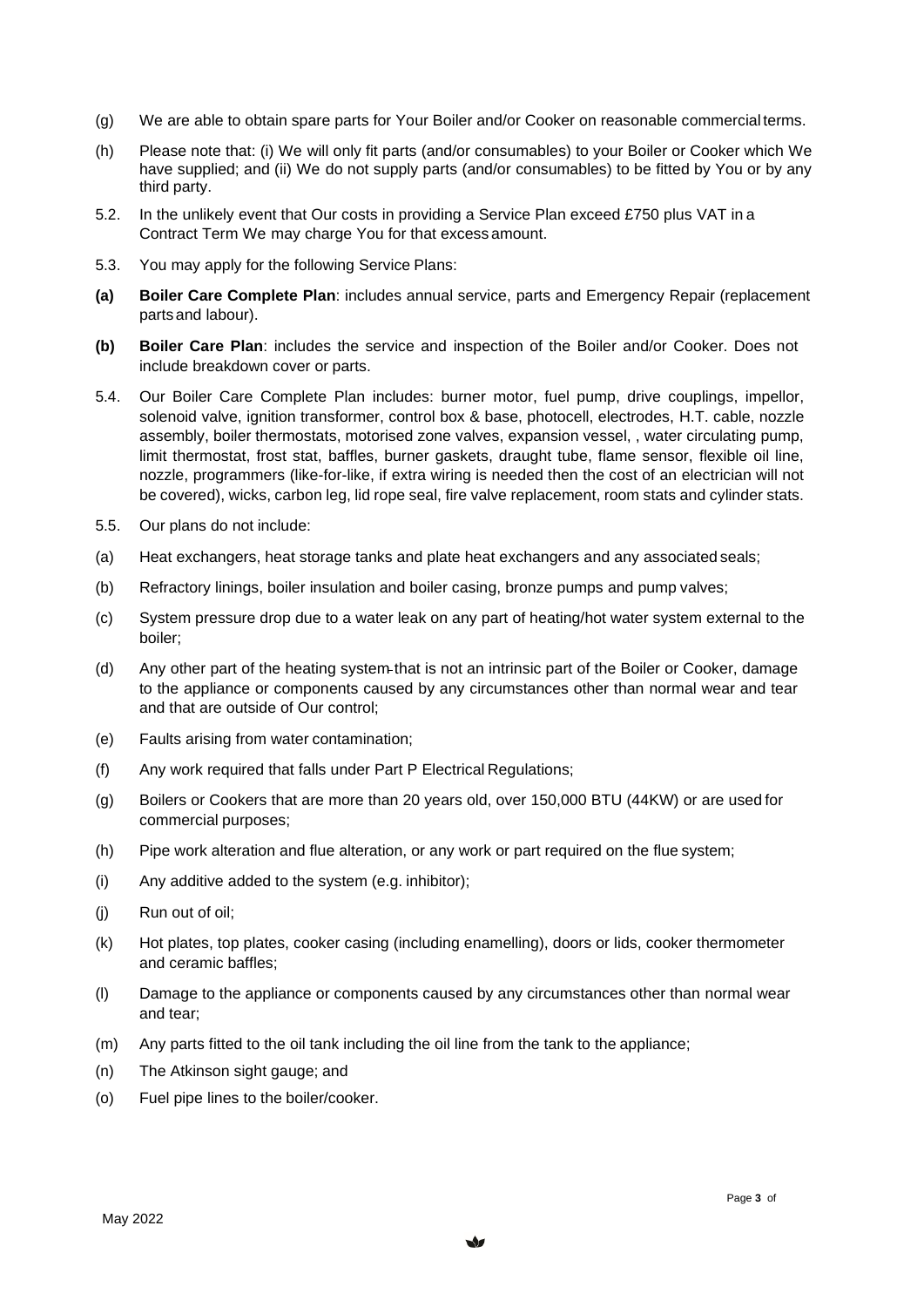(g) We are able to obtain spare parts for Your Boiler and/or Cooker on reasonable commercial terms.

(h) Please note that: (i) We will only fit parts (and/or consumables) to your Boiler or Cooker which We have supplied; and (ii) We do not supply parts (and/or consumables) to be fitted by You or by any third party.

5.2. In the unlikely event that Our costs in providing a Service Plan exceed £750 plus VAT in a Contract Term We may charge You for that excess amount.

5.3. You may apply for the following Service Plans:

**(a)** **Boiler Care Complete Plan**: includes annual service, parts and Emergency Repair (replacement parts and labour).

**(b)** **Boiler Care Plan**: includes the service and inspection of the Boiler and/or Cooker. Does not include breakdown cover or parts.

5.4. Our Boiler Care Complete Plan includes: burner motor, fuel pump, drive couplings, impellor, solenoid valve, ignition transformer, control box & base, photocell, electrodes, H.T. cable, nozzle assembly, boiler thermostats, motorised zone valves, expansion vessel, , water circulating pump, limit thermostat, frost stat, baffles, burner gaskets, draught tube, flame sensor, flexible oil line, nozzle, programmers (like-for-like, if extra wiring is needed then the cost of an electrician will not be covered), wicks, carbon leg, lid rope seal, fire valve replacement, room stats and cylinder stats.

5.5. Our plans do not include:

(a) Heat exchangers, heat storage tanks and plate heat exchangers and any associated seals;

(b) Refractory linings, boiler insulation and boiler casing, bronze pumps and pump valves;

(c) System pressure drop due to a water leak on any part of heating/hot water system external to the boiler;

(d) Any other part of the heating system that is not an intrinsic part of the Boiler or Cooker, damage to the appliance or components caused by any circumstances other than normal wear and tear and that are outside of Our control;

(e) Faults arising from water contamination;

(f) Any work required that falls under Part P Electrical Regulations;

(g) Boilers or Cookers that are more than 20 years old, over 150,000 BTU (44KW) or are used for commercial purposes;

(h) Pipe work alteration and flue alteration, or any work or part required on the flue system;

(i) Any additive added to the system (e.g. inhibitor);

(j) Run out of oil;

(k) Hot plates, top plates, cooker casing (including enamelling), doors or lids, cooker thermometer and ceramic baffles;

(l) Damage to the appliance or components caused by any circumstances other than normal wear and tear;

(m) Any parts fitted to the oil tank including the oil line from the tank to the appliance;

(n) The Atkinson sight gauge; and

(o) Fuel pipe lines to the boiler/cooker.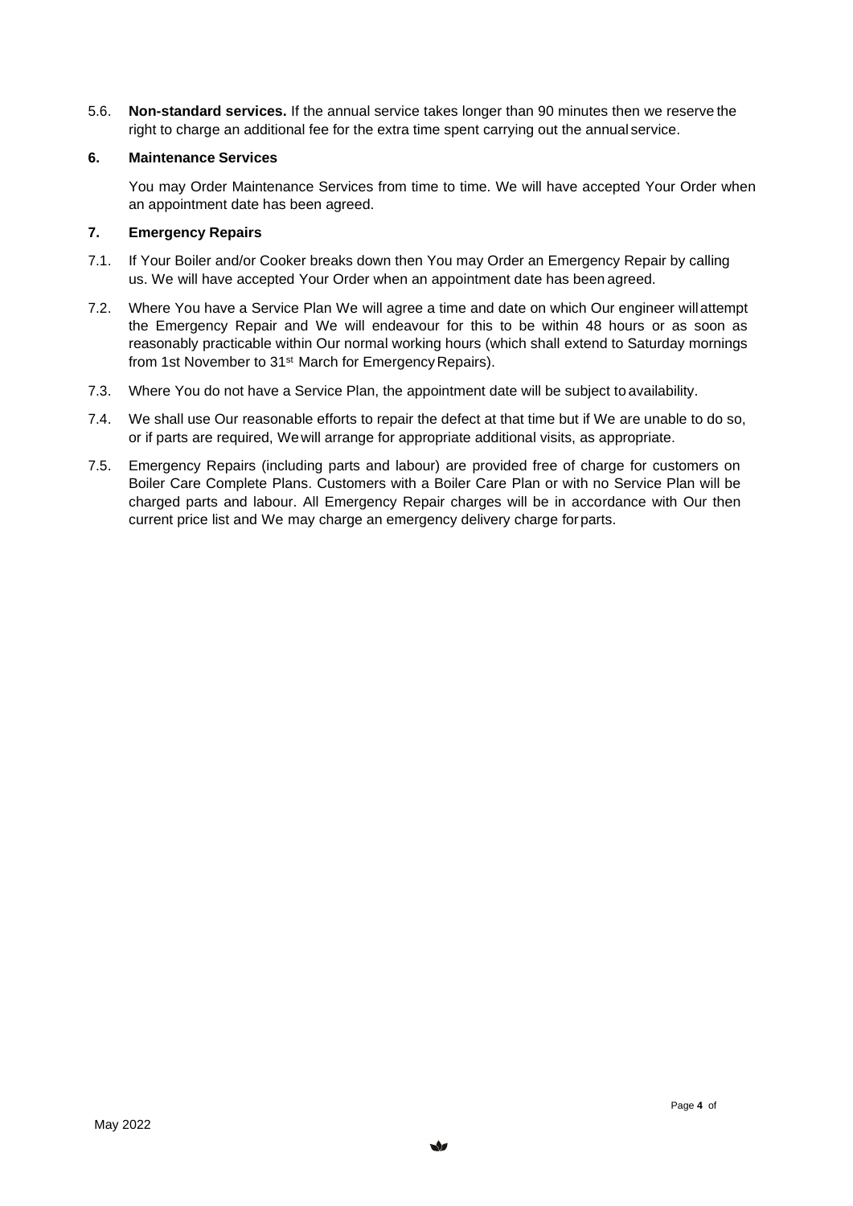5.6. **Non-standard services.** If the annual service takes longer than 90 minutes then we reserve the right to charge an additional fee for the extra time spent carrying out the annual service.

## 6. Maintenance Services

You may Order Maintenance Services from time to time. We will have accepted Your Order when an appointment date has been agreed.

## 7. Emergency Repairs

7.1. If Your Boiler and/or Cooker breaks down then You may Order an Emergency Repair by calling us. We will have accepted Your Order when an appointment date has been agreed.

7.2. Where You have a Service Plan We will agree a time and date on which Our engineer will attempt the Emergency Repair and We will endeavour for this to be within 48 hours or as soon as reasonably practicable within Our normal working hours (which shall extend to Saturday mornings from 1st November to 31st March for Emergency Repairs).

7.3. Where You do not have a Service Plan, the appointment date will be subject to availability.

7.4. We shall use Our reasonable efforts to repair the defect at that time but if We are unable to do so, or if parts are required, We will arrange for appropriate additional visits, as appropriate.

7.5. Emergency Repairs (including parts and labour) are provided free of charge for customers on Boiler Care Complete Plans. Customers with a Boiler Care Plan or with no Service Plan will be charged parts and labour. All Emergency Repair charges will be in accordance with Our then current price list and We may charge an emergency delivery charge for parts.

May 2022